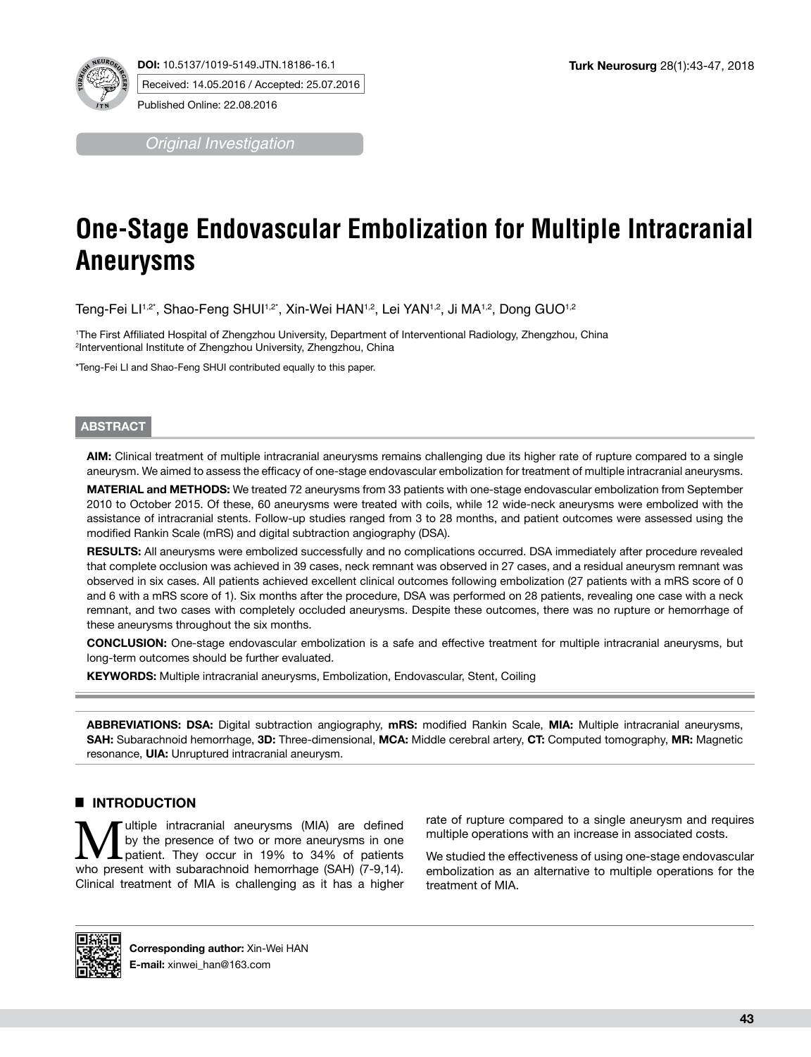DOI: 10.5137/1019-5149.JTN.18186-16.1
Received: 14.05.2016 / Accepted: 25.07.2016
Published Online: 22.08.2016

*Original Investigation*

# One-Stage Endovascular Embolization for Multiple Intracranial Aneurysms

Teng-Fei LI[1,2*], Shao-Feng SHUI[1,2*], Xin-Wei HAN[1,2], Lei YAN[1,2], Ji MA[1,2], Dong GUO[1,2]

[1]The First Affiliated Hospital of Zhengzhou University, Department of Interventional Radiology, Zhengzhou, China
[2]Interventional Institute of Zhengzhou University, Zhengzhou, China

*Teng-Fei LI and Shao-Feng SHUI contributed equally to this paper.

## ABSTRACT

**AIM:** Clinical treatment of multiple intracranial aneurysms remains challenging due its higher rate of rupture compared to a single aneurysm. We aimed to assess the efficacy of one-stage endovascular embolization for treatment of multiple intracranial aneurysms.

**MATERIAL and METHODS:** We treated 72 aneurysms from 33 patients with one-stage endovascular embolization from September 2010 to October 2015. Of these, 60 aneurysms were treated with coils, while 12 wide-neck aneurysms were embolized with the assistance of intracranial stents. Follow-up studies ranged from 3 to 28 months, and patient outcomes were assessed using the modified Rankin Scale (mRS) and digital subtraction angiography (DSA).

**RESULTS:** All aneurysms were embolized successfully and no complications occurred. DSA immediately after procedure revealed that complete occlusion was achieved in 39 cases, neck remnant was observed in 27 cases, and a residual aneurysm remnant was observed in six cases. All patients achieved excellent clinical outcomes following embolization (27 patients with a mRS score of 0 and 6 with a mRS score of 1). Six months after the procedure, DSA was performed on 28 patients, revealing one case with a neck remnant, and two cases with completely occluded aneurysms. Despite these outcomes, there was no rupture or hemorrhage of these aneurysms throughout the six months.

**CONCLUSION:** One-stage endovascular embolization is a safe and effective treatment for multiple intracranial aneurysms, but long-term outcomes should be further evaluated.

**KEYWORDS:** Multiple intracranial aneurysms, Embolization, Endovascular, Stent, Coiling

**ABBREVIATIONS: DSA:** Digital subtraction angiography, **mRS:** modified Rankin Scale, **MIA:** Multiple intracranial aneurysms, **SAH:** Subarachnoid hemorrhage, **3D:** Three-dimensional, **MCA:** Middle cerebral artery, **CT:** Computed tomography, **MR:** Magnetic resonance, **UIA:** Unruptured intracranial aneurysm.

## INTRODUCTION

Multiple intracranial aneurysms (MIA) are defined by the presence of two or more aneurysms in one patient. They occur in 19% to 34% of patients who present with subarachnoid hemorrhage (SAH) (7-9,14). Clinical treatment of MIA is challenging as it has a higher rate of rupture compared to a single aneurysm and requires multiple operations with an increase in associated costs.

We studied the effectiveness of using one-stage endovascular embolization as an alternative to multiple operations for the treatment of MIA.

**Corresponding author:** Xin-Wei HAN
**E-mail:** xinwei_han@163.com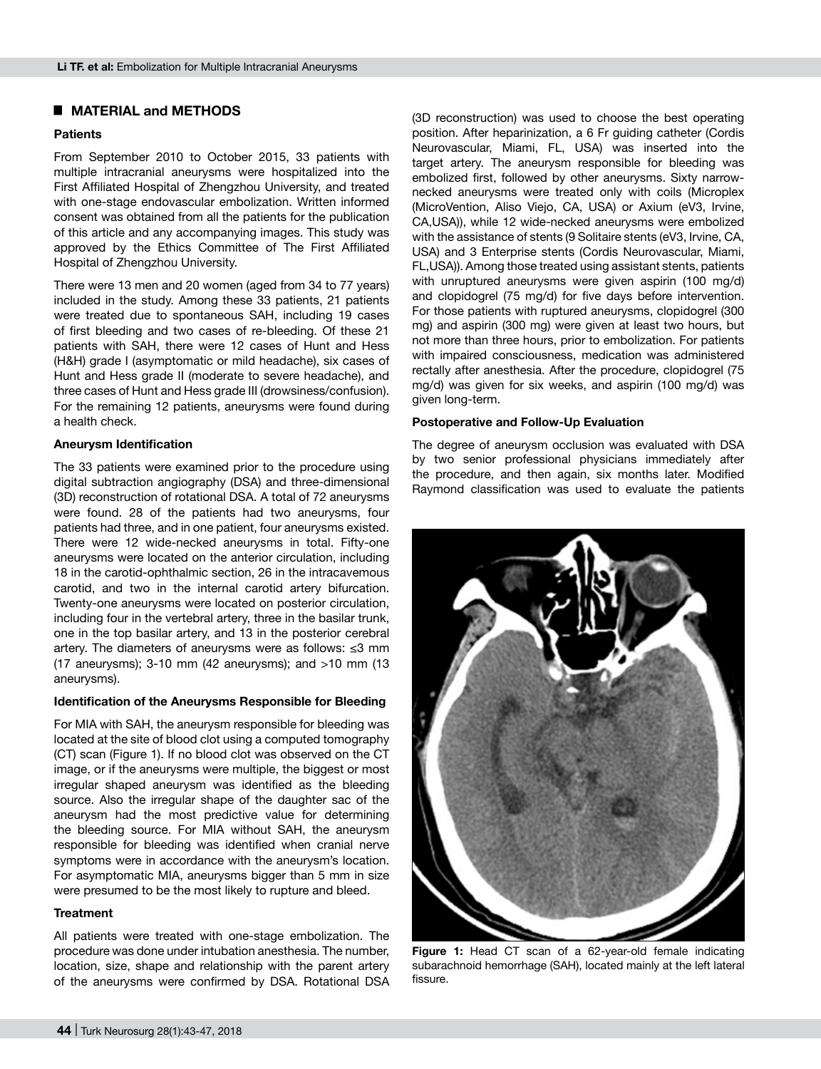## MATERIAL and METHODS

### Patients

From September 2010 to October 2015, 33 patients with multiple intracranial aneurysms were hospitalized into the First Affiliated Hospital of Zhengzhou University, and treated with one-stage endovascular embolization. Written informed consent was obtained from all the patients for the publication of this article and any accompanying images. This study was approved by the Ethics Committee of The First Affiliated Hospital of Zhengzhou University.

There were 13 men and 20 women (aged from 34 to 77 years) included in the study. Among these 33 patients, 21 patients were treated due to spontaneous SAH, including 19 cases of first bleeding and two cases of re-bleeding. Of these 21 patients with SAH, there were 12 cases of Hunt and Hess (H&H) grade I (asymptomatic or mild headache), six cases of Hunt and Hess grade II (moderate to severe headache), and three cases of Hunt and Hess grade III (drowsiness/confusion). For the remaining 12 patients, aneurysms were found during a health check.

### Aneurysm Identification

The 33 patients were examined prior to the procedure using digital subtraction angiography (DSA) and three-dimensional (3D) reconstruction of rotational DSA. A total of 72 aneurysms were found. 28 of the patients had two aneurysms, four patients had three, and in one patient, four aneurysms existed. There were 12 wide-necked aneurysms in total. Fifty-one aneurysms were located on the anterior circulation, including 18 in the carotid-ophthalmic section, 26 in the intracavemous carotid, and two in the internal carotid artery bifurcation. Twenty-one aneurysms were located on posterior circulation, including four in the vertebral artery, three in the basilar trunk, one in the top basilar artery, and 13 in the posterior cerebral artery. The diameters of aneurysms were as follows: ≤3 mm (17 aneurysms); 3-10 mm (42 aneurysms); and >10 mm (13 aneurysms).

### Identification of the Aneurysms Responsible for Bleeding

For MIA with SAH, the aneurysm responsible for bleeding was located at the site of blood clot using a computed tomography (CT) scan (Figure 1). If no blood clot was observed on the CT image, or if the aneurysms were multiple, the biggest or most irregular shaped aneurysm was identified as the bleeding source. Also the irregular shape of the daughter sac of the aneurysm had the most predictive value for determining the bleeding source. For MIA without SAH, the aneurysm responsible for bleeding was identified when cranial nerve symptoms were in accordance with the aneurysm's location. For asymptomatic MIA, aneurysms bigger than 5 mm in size were presumed to be the most likely to rupture and bleed.

### Treatment

All patients were treated with one-stage embolization. The procedure was done under intubation anesthesia. The number, location, size, shape and relationship with the parent artery of the aneurysms were confirmed by DSA. Rotational DSA (3D reconstruction) was used to choose the best operating position. After heparinization, a 6 Fr guiding catheter (Cordis Neurovascular, Miami, FL, USA) was inserted into the target artery. The aneurysm responsible for bleeding was embolized first, followed by other aneurysms. Sixty narrow-necked aneurysms were treated only with coils (Microplex (MicroVention, Aliso Viejo, CA, USA) or Axium (eV3, Irvine, CA,USA)), while 12 wide-necked aneurysms were embolized with the assistance of stents (9 Solitaire stents (eV3, Irvine, CA, USA) and 3 Enterprise stents (Cordis Neurovascular, Miami, FL,USA)). Among those treated using assistant stents, patients with unruptured aneurysms were given aspirin (100 mg/d) and clopidogrel (75 mg/d) for five days before intervention. For those patients with ruptured aneurysms, clopidogrel (300 mg) and aspirin (300 mg) were given at least two hours, but not more than three hours, prior to embolization. For patients with impaired consciousness, medication was administered rectally after anesthesia. After the procedure, clopidogrel (75 mg/d) was given for six weeks, and aspirin (100 mg/d) was given long-term.

### Postoperative and Follow-Up Evaluation

The degree of aneurysm occlusion was evaluated with DSA by two senior professional physicians immediately after the procedure, and then again, six months later. Modified Raymond classification was used to evaluate the patients

**Figure 1:** Head CT scan of a 62-year-old female indicating subarachnoid hemorrhage (SAH), located mainly at the left lateral fissure.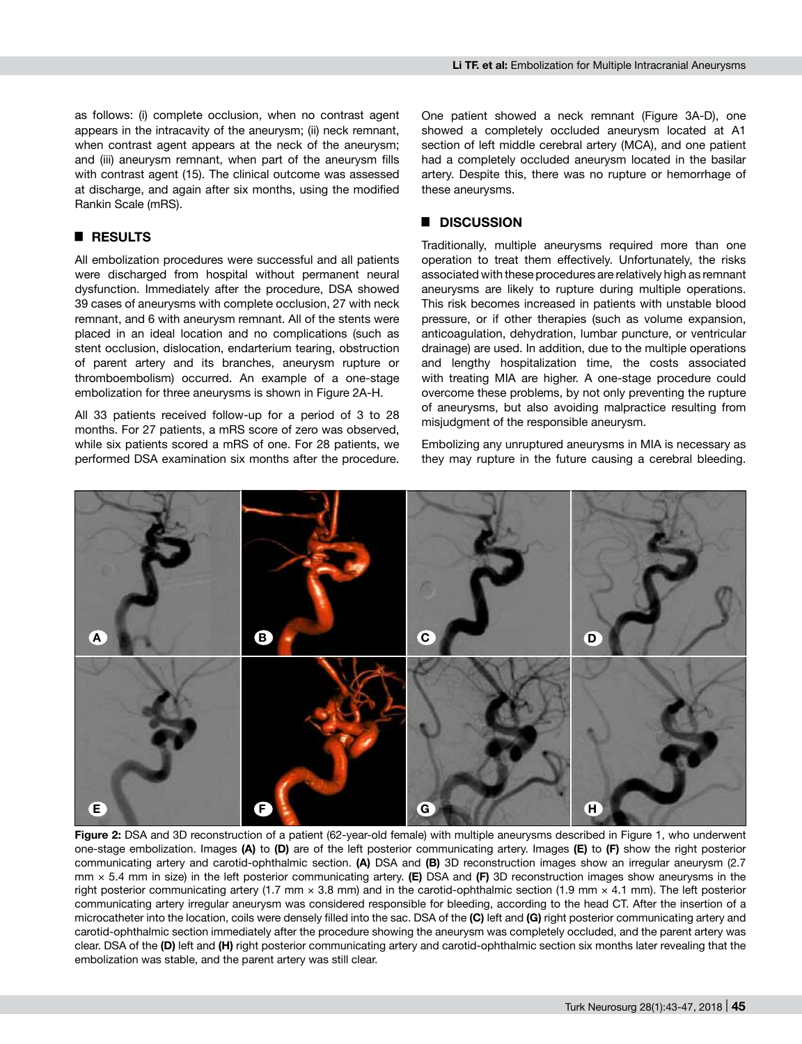as follows: (i) complete occlusion, when no contrast agent appears in the intracavity of the aneurysm; (ii) neck remnant, when contrast agent appears at the neck of the aneurysm; and (iii) aneurysm remnant, when part of the aneurysm fills with contrast agent (15). The clinical outcome was assessed at discharge, and again after six months, using the modified Rankin Scale (mRS).

## RESULTS

All embolization procedures were successful and all patients were discharged from hospital without permanent neural dysfunction. Immediately after the procedure, DSA showed 39 cases of aneurysms with complete occlusion, 27 with neck remnant, and 6 with aneurysm remnant. All of the stents were placed in an ideal location and no complications (such as stent occlusion, dislocation, endarterium tearing, obstruction of parent artery and its branches, aneurysm rupture or thromboembolism) occurred. An example of a one-stage embolization for three aneurysms is shown in Figure 2A-H.

All 33 patients received follow-up for a period of 3 to 28 months. For 27 patients, a mRS score of zero was observed, while six patients scored a mRS of one. For 28 patients, we performed DSA examination six months after the procedure. One patient showed a neck remnant (Figure 3A-D), one showed a completely occluded aneurysm located at A1 section of left middle cerebral artery (MCA), and one patient had a completely occluded aneurysm located in the basilar artery. Despite this, there was no rupture or hemorrhage of these aneurysms.

## DISCUSSION

Traditionally, multiple aneurysms required more than one operation to treat them effectively. Unfortunately, the risks associated with these procedures are relatively high as remnant aneurysms are likely to rupture during multiple operations. This risk becomes increased in patients with unstable blood pressure, or if other therapies (such as volume expansion, anticoagulation, dehydration, lumbar puncture, or ventricular drainage) are used. In addition, due to the multiple operations and lengthy hospitalization time, the costs associated with treating MIA are higher. A one-stage procedure could overcome these problems, by not only preventing the rupture of aneurysms, but also avoiding malpractice resulting from misjudgment of the responsible aneurysm.

Embolizing any unruptured aneurysms in MIA is necessary as they may rupture in the future causing a cerebral bleeding.

**Figure 2:** DSA and 3D reconstruction of a patient (62-year-old female) with multiple aneurysms described in Figure 1, who underwent one-stage embolization. Images **(A)** to **(D)** are of the left posterior communicating artery. Images **(E)** to **(F)** show the right posterior communicating artery and carotid-ophthalmic section. **(A)** DSA and **(B)** 3D reconstruction images show an irregular aneurysm (2.7 mm × 5.4 mm in size) in the left posterior communicating artery. **(E)** DSA and **(F)** 3D reconstruction images show aneurysms in the right posterior communicating artery (1.7 mm × 3.8 mm) and in the carotid-ophthalmic section (1.9 mm × 4.1 mm). The left posterior communicating artery irregular aneurysm was considered responsible for bleeding, according to the head CT. After the insertion of a microcatheter into the location, coils were densely filled into the sac. DSA of the **(C)** left and **(G)** right posterior communicating artery and carotid-ophthalmic section immediately after the procedure showing the aneurysm was completely occluded, and the parent artery was clear. DSA of the **(D)** left and **(H)** right posterior communicating artery and carotid-ophthalmic section six months later revealing that the embolization was stable, and the parent artery was still clear.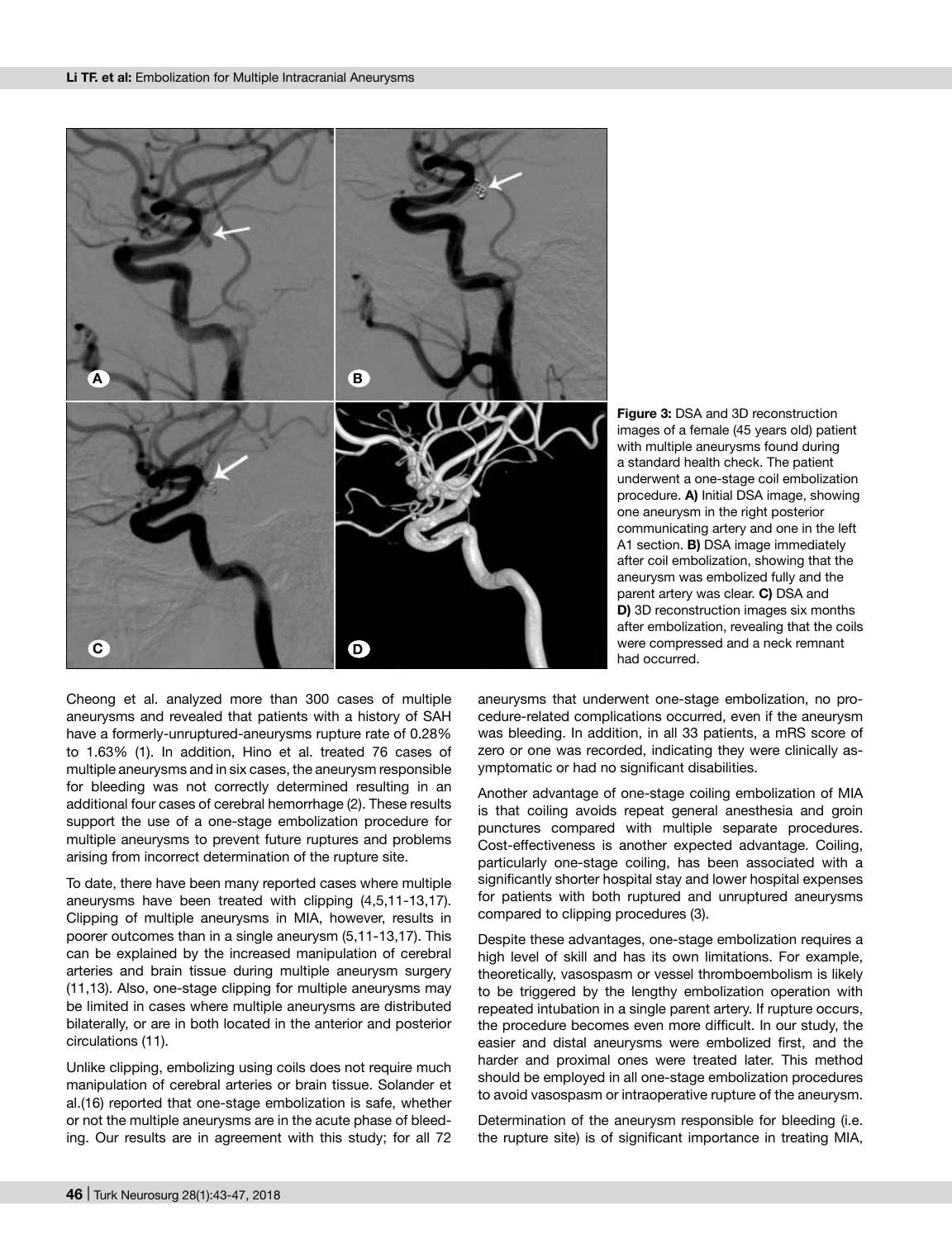**Figure 3:** DSA and 3D reconstruction images of a female (45 years old) patient with multiple aneurysms found during a standard health check. The patient underwent a one-stage coil embolization procedure. **A)** Initial DSA image, showing one aneurysm in the right posterior communicating artery and one in the left A1 section. **B)** DSA image immediately after coil embolization, showing that the aneurysm was embolized fully and the parent artery was clear. **C)** DSA and **D)** 3D reconstruction images six months after embolization, revealing that the coils were compressed and a neck remnant had occurred.

Cheong et al. analyzed more than 300 cases of multiple aneurysms and revealed that patients with a history of SAH have a formerly-unruptured-aneurysms rupture rate of 0.28% to 1.63% (1). In addition, Hino et al. treated 76 cases of multiple aneurysms and in six cases, the aneurysm responsible for bleeding was not correctly determined resulting in an additional four cases of cerebral hemorrhage (2). These results support the use of a one-stage embolization procedure for multiple aneurysms to prevent future ruptures and problems arising from incorrect determination of the rupture site.

To date, there have been many reported cases where multiple aneurysms have been treated with clipping (4,5,11-13,17). Clipping of multiple aneurysms in MIA, however, results in poorer outcomes than in a single aneurysm (5,11-13,17). This can be explained by the increased manipulation of cerebral arteries and brain tissue during multiple aneurysm surgery (11,13). Also, one-stage clipping for multiple aneurysms may be limited in cases where multiple aneurysms are distributed bilaterally, or are in both located in the anterior and posterior circulations (11).

Unlike clipping, embolizing using coils does not require much manipulation of cerebral arteries or brain tissue. Solander et al.(16) reported that one-stage embolization is safe, whether or not the multiple aneurysms are in the acute phase of bleeding. Our results are in agreement with this study; for all 72 aneurysms that underwent one-stage embolization, no procedure-related complications occurred, even if the aneurysm was bleeding. In addition, in all 33 patients, a mRS score of zero or one was recorded, indicating they were clinically asymptomatic or had no significant disabilities.

Another advantage of one-stage coiling embolization of MIA is that coiling avoids repeat general anesthesia and groin punctures compared with multiple separate procedures. Cost-effectiveness is another expected advantage. Coiling, particularly one-stage coiling, has been associated with a significantly shorter hospital stay and lower hospital expenses for patients with both ruptured and unruptured aneurysms compared to clipping procedures (3).

Despite these advantages, one-stage embolization requires a high level of skill and has its own limitations. For example, theoretically, vasospasm or vessel thromboembolism is likely to be triggered by the lengthy embolization operation with repeated intubation in a single parent artery. If rupture occurs, the procedure becomes even more difficult. In our study, the easier and distal aneurysms were embolized first, and the harder and proximal ones were treated later. This method should be employed in all one-stage embolization procedures to avoid vasospasm or intraoperative rupture of the aneurysm.

Determination of the aneurysm responsible for bleeding (i.e. the rupture site) is of significant importance in treating MIA,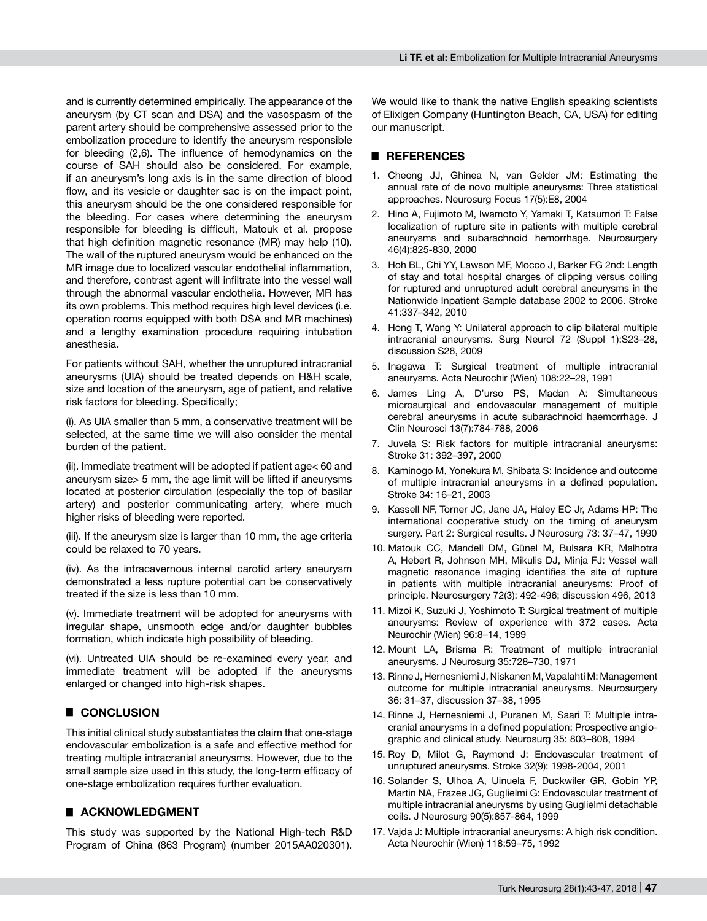and is currently determined empirically. The appearance of the aneurysm (by CT scan and DSA) and the vasospasm of the parent artery should be comprehensive assessed prior to the embolization procedure to identify the aneurysm responsible for bleeding (2,6). The influence of hemodynamics on the course of SAH should also be considered. For example, if an aneurysm's long axis is in the same direction of blood flow, and its vesicle or daughter sac is on the impact point, this aneurysm should be the one considered responsible for the bleeding. For cases where determining the aneurysm responsible for bleeding is difficult, Matouk et al. propose that high definition magnetic resonance (MR) may help (10). The wall of the ruptured aneurysm would be enhanced on the MR image due to localized vascular endothelial inflammation, and therefore, contrast agent will infiltrate into the vessel wall through the abnormal vascular endothelia. However, MR has its own problems. This method requires high level devices (i.e. operation rooms equipped with both DSA and MR machines) and a lengthy examination procedure requiring intubation anesthesia.

For patients without SAH, whether the unruptured intracranial aneurysms (UIA) should be treated depends on H&H scale, size and location of the aneurysm, age of patient, and relative risk factors for bleeding. Specifically;

(i). As UIA smaller than 5 mm, a conservative treatment will be selected, at the same time we will also consider the mental burden of the patient.

(ii). Immediate treatment will be adopted if patient age< 60 and aneurysm size> 5 mm, the age limit will be lifted if aneurysms located at posterior circulation (especially the top of basilar artery) and posterior communicating artery, where much higher risks of bleeding were reported.

(iii). If the aneurysm size is larger than 10 mm, the age criteria could be relaxed to 70 years.

(iv). As the intracavernous internal carotid artery aneurysm demonstrated a less rupture potential can be conservatively treated if the size is less than 10 mm.

(v). Immediate treatment will be adopted for aneurysms with irregular shape, unsmooth edge and/or daughter bubbles formation, which indicate high possibility of bleeding.

(vi). Untreated UIA should be re-examined every year, and immediate treatment will be adopted if the aneurysms enlarged or changed into high-risk shapes.

## CONCLUSION

This initial clinical study substantiates the claim that one-stage endovascular embolization is a safe and effective method for treating multiple intracranial aneurysms. However, due to the small sample size used in this study, the long-term efficacy of one-stage embolization requires further evaluation.

## ACKNOWLEDGMENT

This study was supported by the National High-tech R&D Program of China (863 Program) (number 2015AA020301). We would like to thank the native English speaking scientists of Elixigen Company (Huntington Beach, CA, USA) for editing our manuscript.

## REFERENCES

1. Cheong JJ, Ghinea N, van Gelder JM: Estimating the annual rate of de novo multiple aneurysms: Three statistical approaches. Neurosurg Focus 17(5):E8, 2004
2. Hino A, Fujimoto M, Iwamoto Y, Yamaki T, Katsumori T: False localization of rupture site in patients with multiple cerebral aneurysms and subarachnoid hemorrhage. Neurosurgery 46(4):825-830, 2000
3. Hoh BL, Chi YY, Lawson MF, Mocco J, Barker FG 2nd: Length of stay and total hospital charges of clipping versus coiling for ruptured and unruptured adult cerebral aneurysms in the Nationwide Inpatient Sample database 2002 to 2006. Stroke 41:337–342, 2010
4. Hong T, Wang Y: Unilateral approach to clip bilateral multiple intracranial aneurysms. Surg Neurol 72 (Suppl 1):S23–28, discussion S28, 2009
5. Inagawa T: Surgical treatment of multiple intracranial aneurysms. Acta Neurochir (Wien) 108:22–29, 1991
6. James Ling A, D'urso PS, Madan A: Simultaneous microsurgical and endovascular management of multiple cerebral aneurysms in acute subarachnoid haemorrhage. J Clin Neurosci 13(7):784-788, 2006
7. Juvela S: Risk factors for multiple intracranial aneurysms: Stroke 31: 392–397, 2000
8. Kaminogo M, Yonekura M, Shibata S: Incidence and outcome of multiple intracranial aneurysms in a defined population. Stroke 34: 16–21, 2003
9. Kassell NF, Torner JC, Jane JA, Haley EC Jr, Adams HP: The international cooperative study on the timing of aneurysm surgery. Part 2: Surgical results. J Neurosurg 73: 37–47, 1990
10. Matouk CC, Mandell DM, Günel M, Bulsara KR, Malhotra A, Hebert R, Johnson MH, Mikulis DJ, Minja FJ: Vessel wall magnetic resonance imaging identifies the site of rupture in patients with multiple intracranial aneurysms: Proof of principle. Neurosurgery 72(3): 492-496; discussion 496, 2013
11. Mizoi K, Suzuki J, Yoshimoto T: Surgical treatment of multiple aneurysms: Review of experience with 372 cases. Acta Neurochir (Wien) 96:8–14, 1989
12. Mount LA, Brisma R: Treatment of multiple intracranial aneurysms. J Neurosurg 35:728–730, 1971
13. Rinne J, Hernesniemi J, Niskanen M, Vapalahti M: Management outcome for multiple intracranial aneurysms. Neurosurgery 36: 31–37, discussion 37–38, 1995
14. Rinne J, Hernesniemi J, Puranen M, Saari T: Multiple intracranial aneurysms in a defined population: Prospective angiographic and clinical study. Neurosurg 35: 803–808, 1994
15. Roy D, Milot G, Raymond J: Endovascular treatment of unruptured aneurysms. Stroke 32(9): 1998-2004, 2001
16. Solander S, Ulhoa A, Uinuela F, Duckwiler GR, Gobin YP, Martin NA, Frazee JG, Guglielmi G: Endovascular treatment of multiple intracranial aneurysms by using Guglielmi detachable coils. J Neurosurg 90(5):857-864, 1999
17. Vajda J: Multiple intracranial aneurysms: A high risk condition. Acta Neurochir (Wien) 118:59–75, 1992